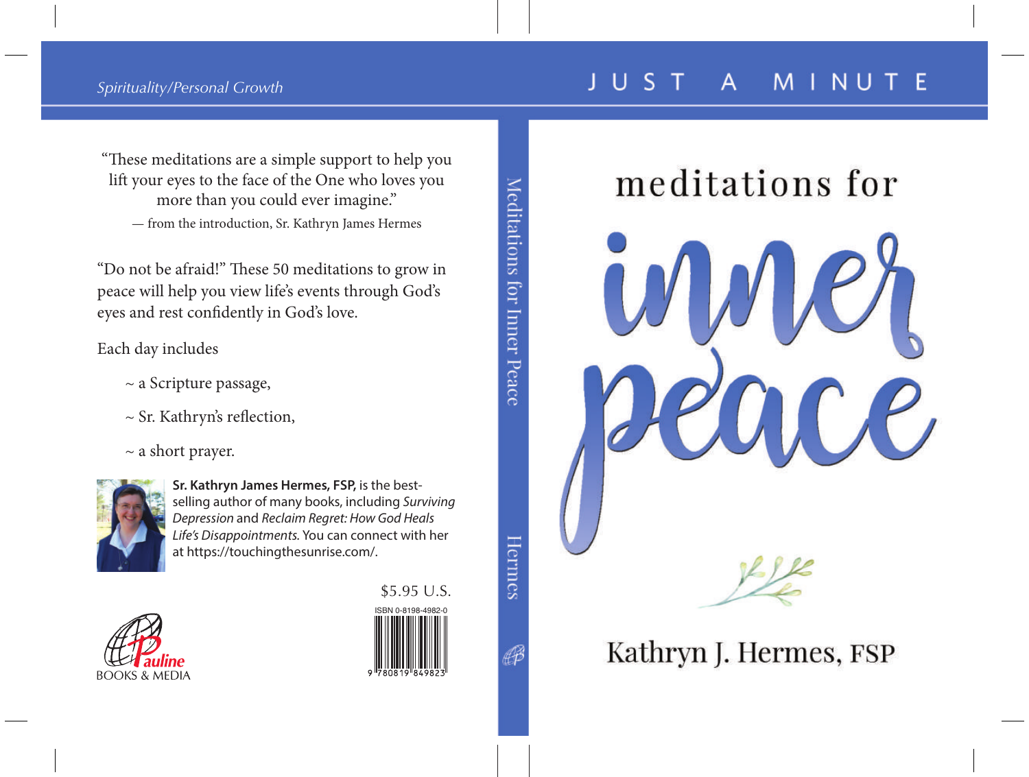*Spirituality/Personal Growth*

JUST A MINUTE

# meditations for inner peace

Kathryn J. Hermes, FSP

"These meditations are a simple support to help you lift your eyes to the face of the One who loves you more than you could ever imagine."

— from the introduction, Sr. Kathryn James Hermes

"Do not be afraid!" These 50 meditations to grow in peace will help you view life's events through God's eyes and rest confidently in God's love.

Each day includes

~ a Scripture passage,

~ Sr. Kathryn's reflection,

~ a short prayer.

**Sr. Kathryn James Hermes, FSP,** is the best-selling author of many books, including *Surviving Depression* and *Reclaim Regret: How God Heals Life's Disappointments.* You can connect with her at https://touchingthesunrise.com/.

$5.95 U.S.

ISBN 0-8198-4982-0

9 780819 849823

Pauline BOOKS & MEDIA

Meditations for Inner Peace — Hermes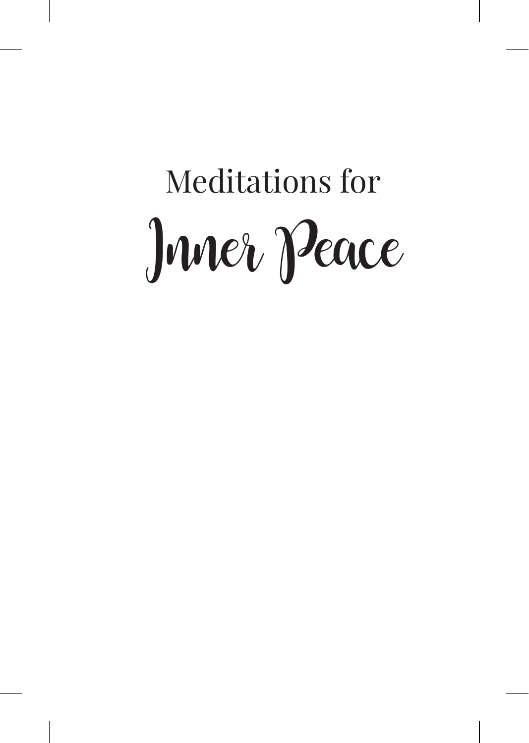# Meditations for Inner Peace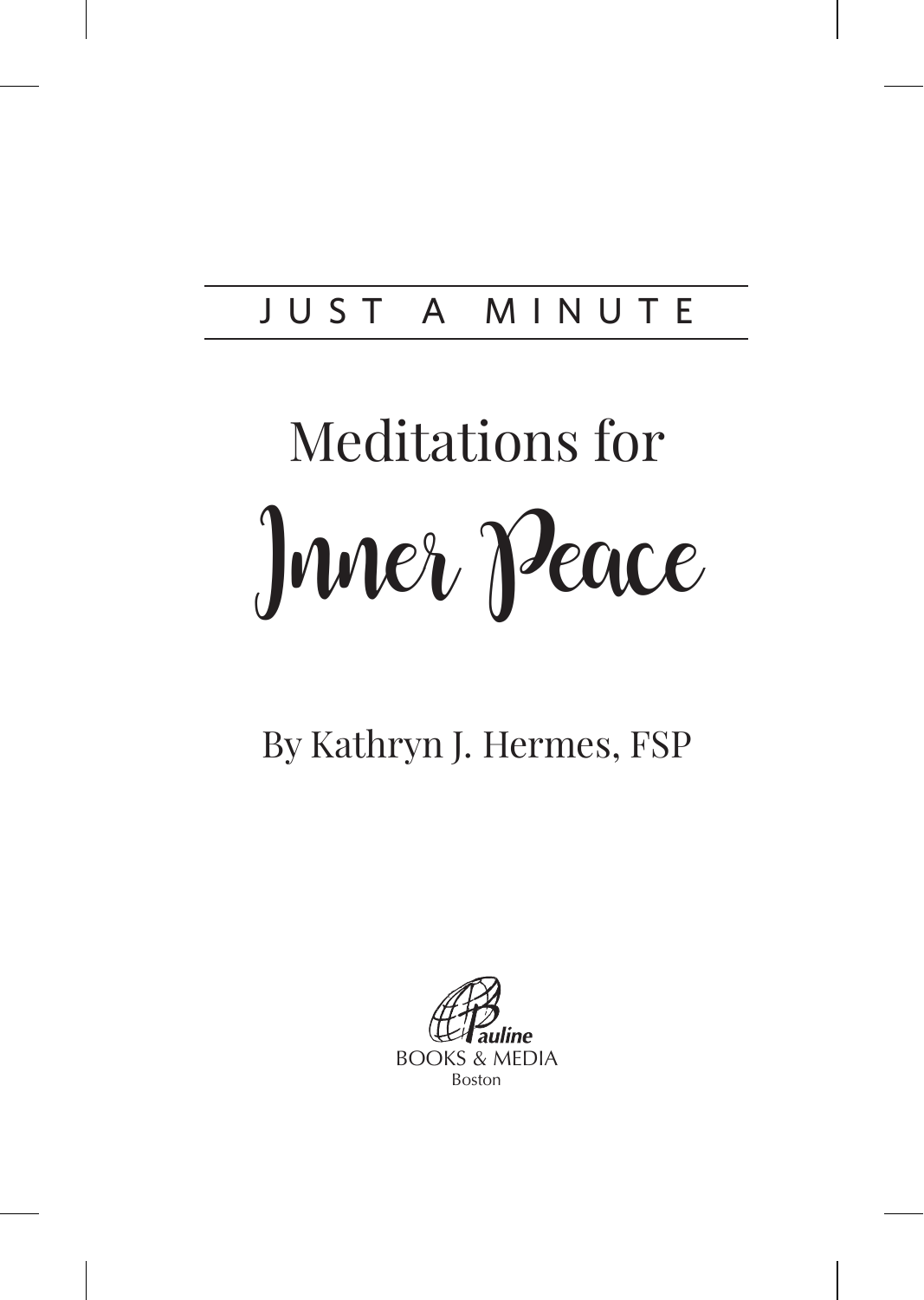JUST A MINUTE

# Meditations for Inner Peace

By Kathryn J. Hermes, FSP

Pauline
BOOKS & MEDIA
Boston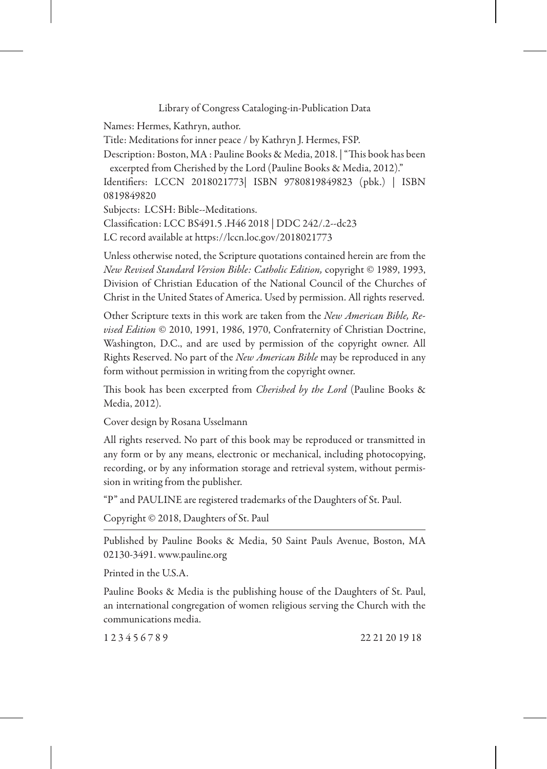Library of Congress Cataloging-in-Publication Data

Names: Hermes, Kathryn, author.

Title: Meditations for inner peace / by Kathryn J. Hermes, FSP.

Description: Boston, MA : Pauline Books & Media, 2018. | "This book has been excerpted from Cherished by the Lord (Pauline Books & Media, 2012)."

Identifiers: LCCN 2018021773| ISBN 9780819849823 (pbk.) | ISBN 0819849820

Subjects: LCSH: Bible--Meditations.

Classification: LCC BS491.5 .H46 2018 | DDC 242/.2--dc23

LC record available at https://lccn.loc.gov/2018021773

Unless otherwise noted, the Scripture quotations contained herein are from the *New Revised Standard Version Bible: Catholic Edition,* copyright © 1989, 1993, Division of Christian Education of the National Council of the Churches of Christ in the United States of America. Used by permission. All rights reserved.

Other Scripture texts in this work are taken from the *New American Bible, Revised Edition* © 2010, 1991, 1986, 1970, Confraternity of Christian Doctrine, Washington, D.C., and are used by permission of the copyright owner. All Rights Reserved. No part of the *New American Bible* may be reproduced in any form without permission in writing from the copyright owner.

This book has been excerpted from *Cherished by the Lord* (Pauline Books & Media, 2012).

Cover design by Rosana Usselmann

All rights reserved. No part of this book may be reproduced or transmitted in any form or by any means, electronic or mechanical, including photocopying, recording, or by any information storage and retrieval system, without permission in writing from the publisher.

"P" and PAULINE are registered trademarks of the Daughters of St. Paul.

Copyright © 2018, Daughters of St. Paul

---

Published by Pauline Books & Media, 50 Saint Pauls Avenue, Boston, MA 02130-3491. www.pauline.org

Printed in the U.S.A.

Pauline Books & Media is the publishing house of the Daughters of St. Paul, an international congregation of women religious serving the Church with the communications media.

1 2 3 4 5 6 7 8 9 22 21 20 19 18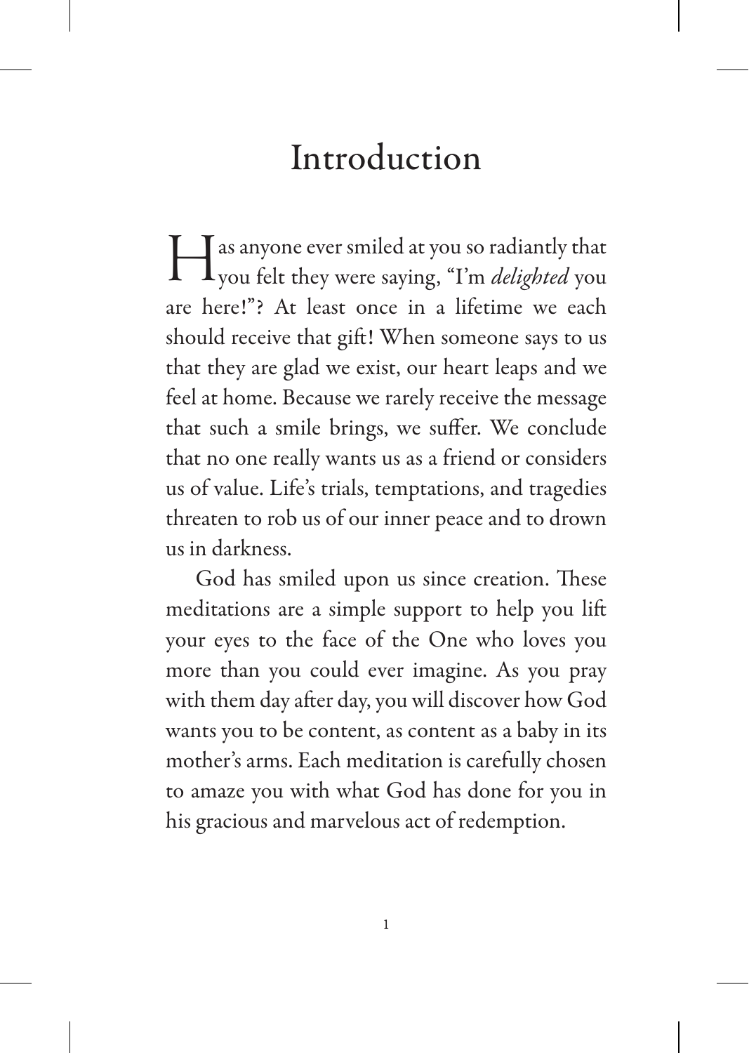# Introduction

Has anyone ever smiled at you so radiantly that you felt they were saying, "I'm *delighted* you are here!"? At least once in a lifetime we each should receive that gift! When someone says to us that they are glad we exist, our heart leaps and we feel at home. Because we rarely receive the message that such a smile brings, we suffer. We conclude that no one really wants us as a friend or considers us of value. Life's trials, temptations, and tragedies threaten to rob us of our inner peace and to drown us in darkness.

God has smiled upon us since creation. These meditations are a simple support to help you lift your eyes to the face of the One who loves you more than you could ever imagine. As you pray with them day after day, you will discover how God wants you to be content, as content as a baby in its mother's arms. Each meditation is carefully chosen to amaze you with what God has done for you in his gracious and marvelous act of redemption.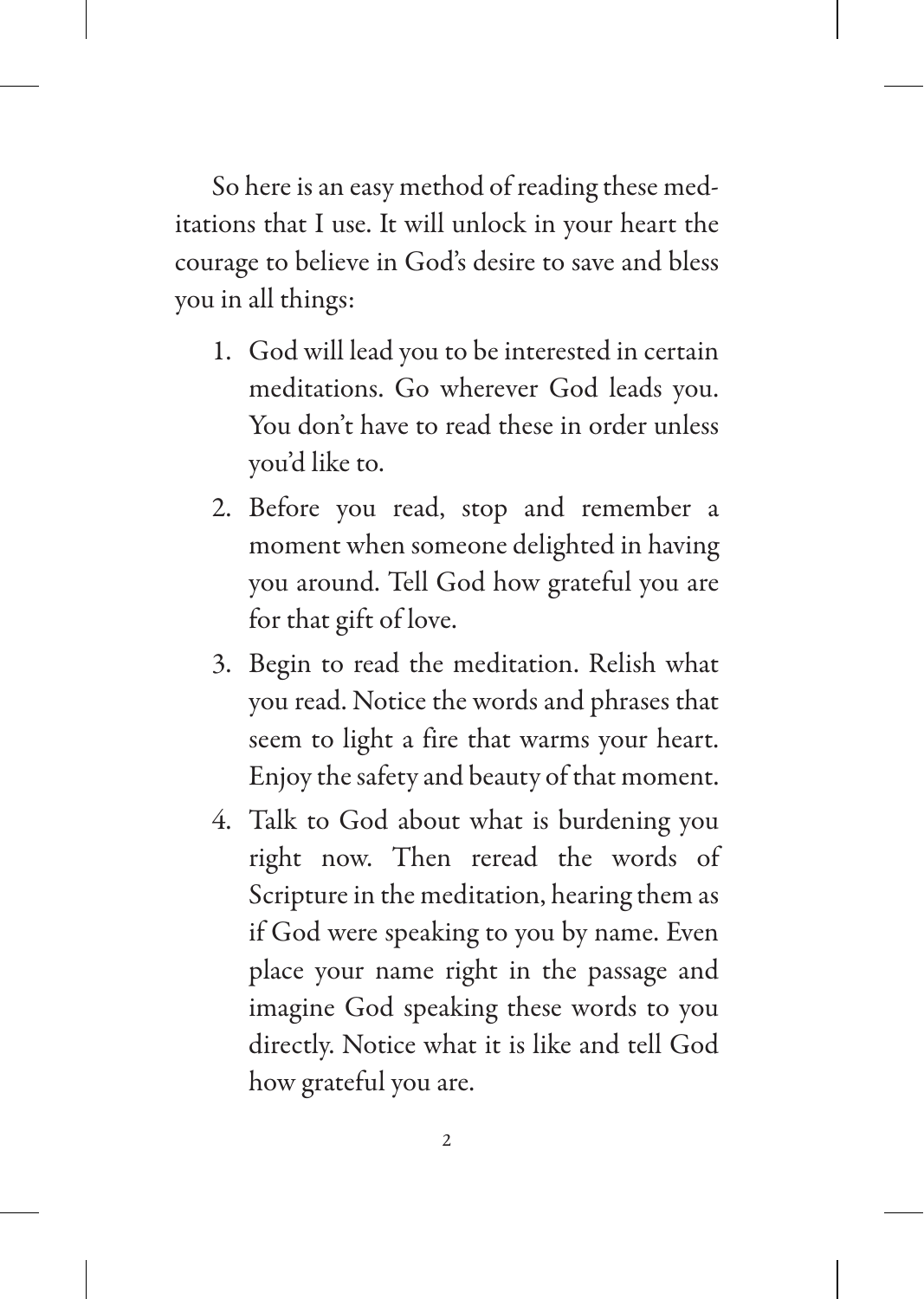So here is an easy method of reading these meditations that I use. It will unlock in your heart the courage to believe in God's desire to save and bless you in all things:

1. God will lead you to be interested in certain meditations. Go wherever God leads you. You don't have to read these in order unless you'd like to.
2. Before you read, stop and remember a moment when someone delighted in having you around. Tell God how grateful you are for that gift of love.
3. Begin to read the meditation. Relish what you read. Notice the words and phrases that seem to light a fire that warms your heart. Enjoy the safety and beauty of that moment.
4. Talk to God about what is burdening you right now. Then reread the words of Scripture in the meditation, hearing them as if God were speaking to you by name. Even place your name right in the passage and imagine God speaking these words to you directly. Notice what it is like and tell God how grateful you are.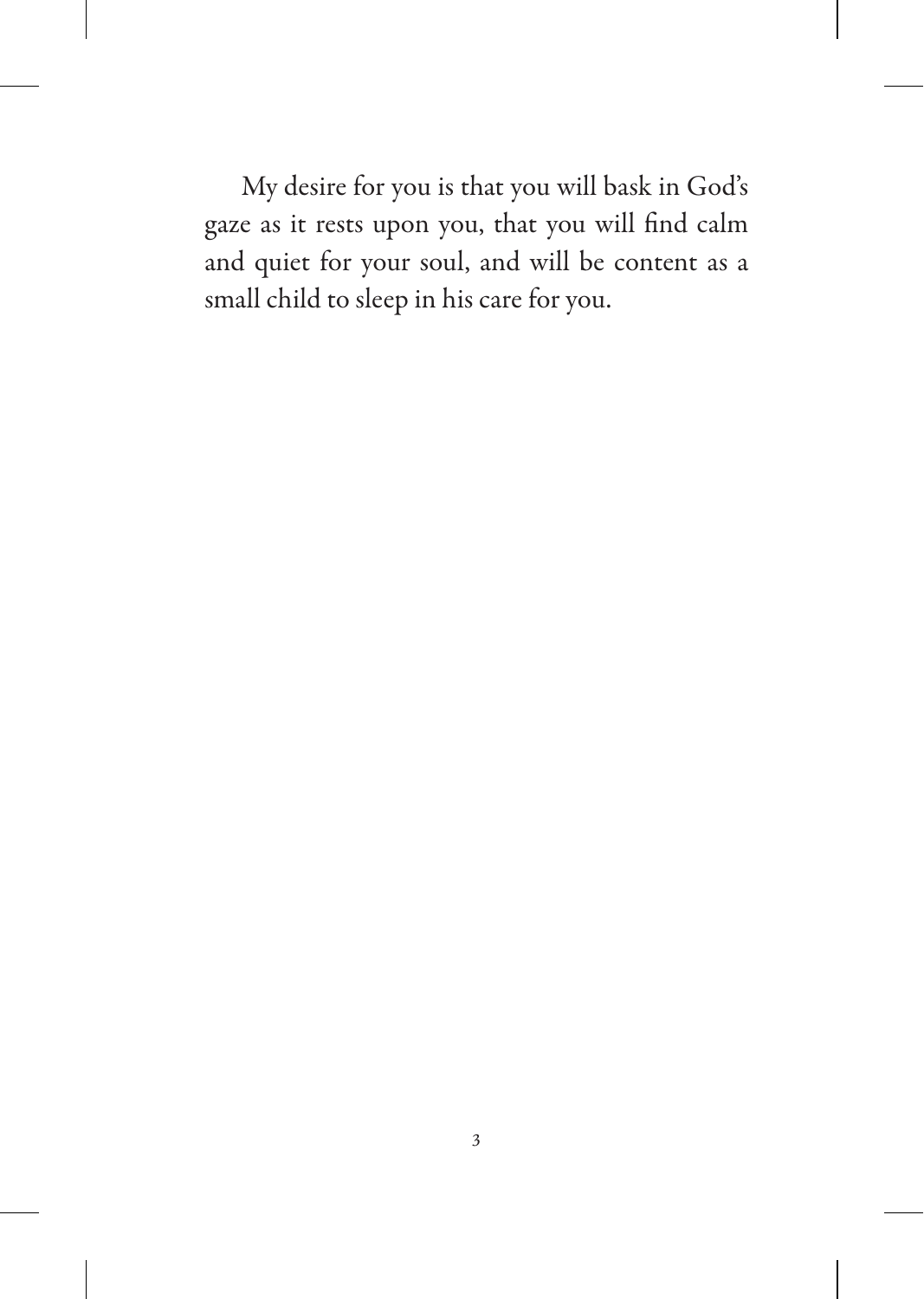My desire for you is that you will bask in God's gaze as it rests upon you, that you will find calm and quiet for your soul, and will be content as a small child to sleep in his care for you.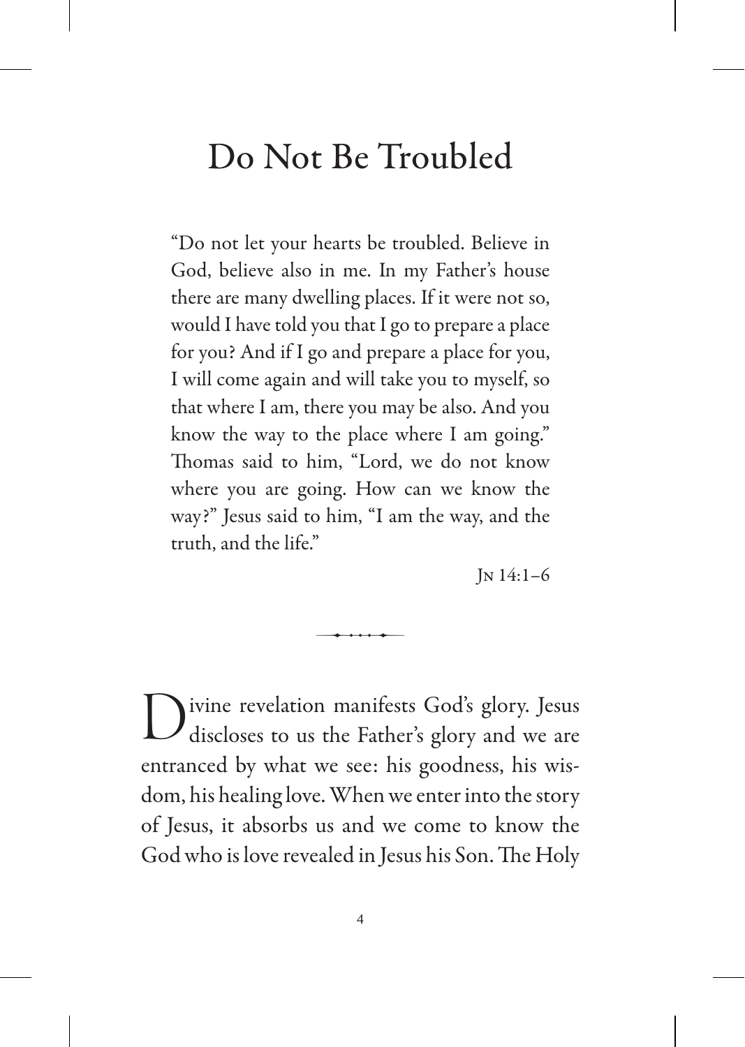# Do Not Be Troubled

"Do not let your hearts be troubled. Believe in God, believe also in me. In my Father's house there are many dwelling places. If it were not so, would I have told you that I go to prepare a place for you? And if I go and prepare a place for you, I will come again and will take you to myself, so that where I am, there you may be also. And you know the way to the place where I am going." Thomas said to him, "Lord, we do not know where you are going. How can we know the way?" Jesus said to him, "I am the way, and the truth, and the life."

Jn 14:1–6

Divine revelation manifests God's glory. Jesus discloses to us the Father's glory and we are entranced by what we see: his goodness, his wisdom, his healing love. When we enter into the story of Jesus, it absorbs us and we come to know the God who is love revealed in Jesus his Son. The Holy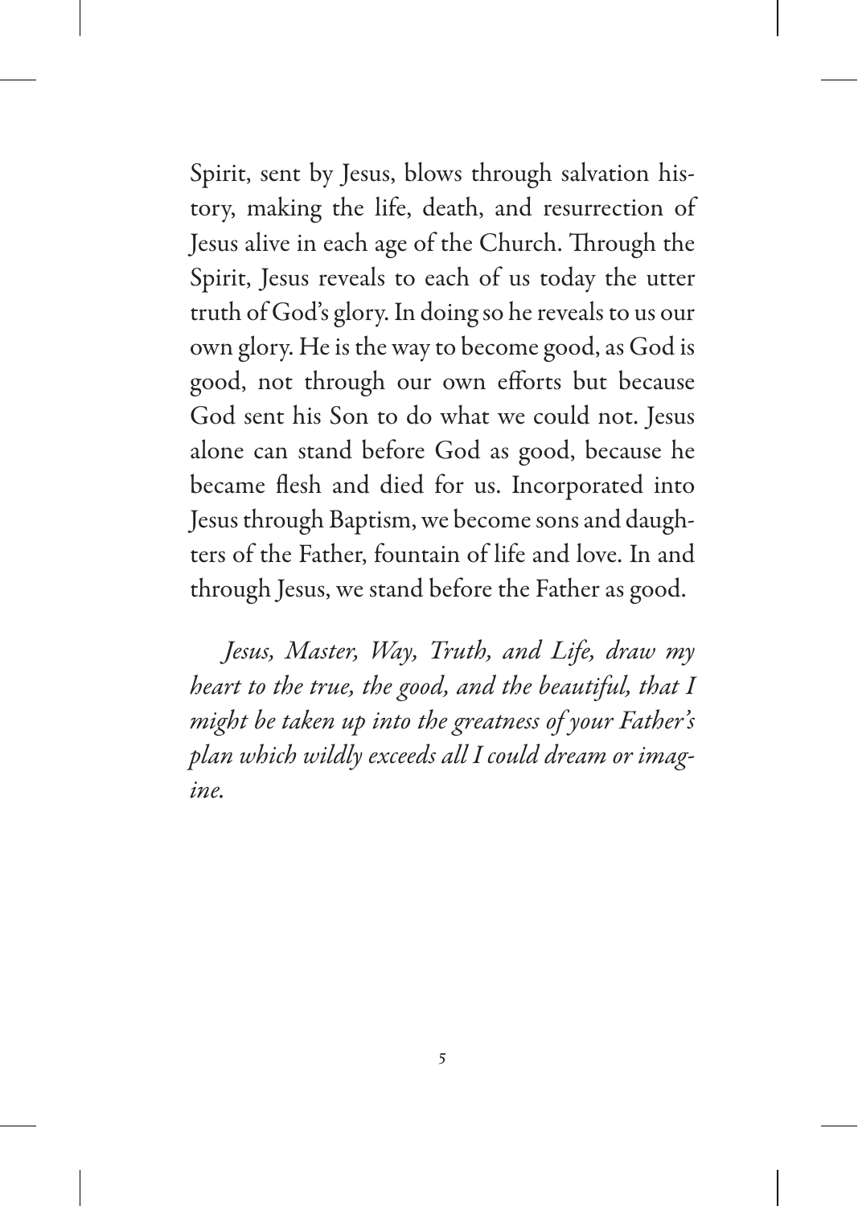Spirit, sent by Jesus, blows through salvation history, making the life, death, and resurrection of Jesus alive in each age of the Church. Through the Spirit, Jesus reveals to each of us today the utter truth of God's glory. In doing so he reveals to us our own glory. He is the way to become good, as God is good, not through our own efforts but because God sent his Son to do what we could not. Jesus alone can stand before God as good, because he became flesh and died for us. Incorporated into Jesus through Baptism, we become sons and daughters of the Father, fountain of life and love. In and through Jesus, we stand before the Father as good.

*Jesus, Master, Way, Truth, and Life, draw my heart to the true, the good, and the beautiful, that I might be taken up into the greatness of your Father's plan which wildly exceeds all I could dream or imagine.*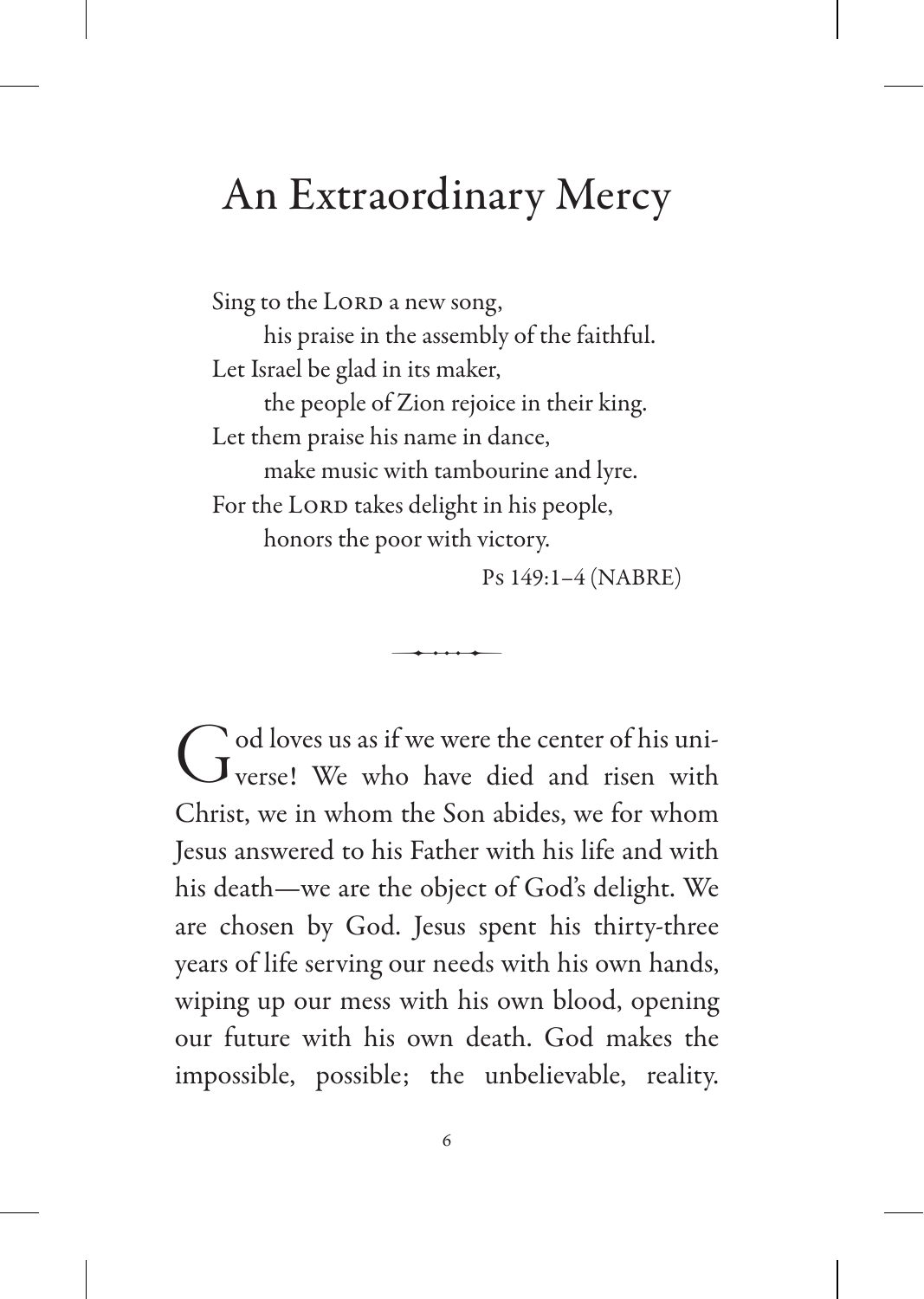# An Extraordinary Mercy

Sing to the Lord a new song,
his praise in the assembly of the faithful.
Let Israel be glad in its maker,
the people of Zion rejoice in their king.
Let them praise his name in dance,
make music with tambourine and lyre.
For the Lord takes delight in his people,
honors the poor with victory.

Ps 149:1–4 (NABRE)

God loves us as if we were the center of his universe! We who have died and risen with Christ, we in whom the Son abides, we for whom Jesus answered to his Father with his life and with his death—we are the object of God's delight. We are chosen by God. Jesus spent his thirty-three years of life serving our needs with his own hands, wiping up our mess with his own blood, opening our future with his own death. God makes the impossible, possible; the unbelievable, reality.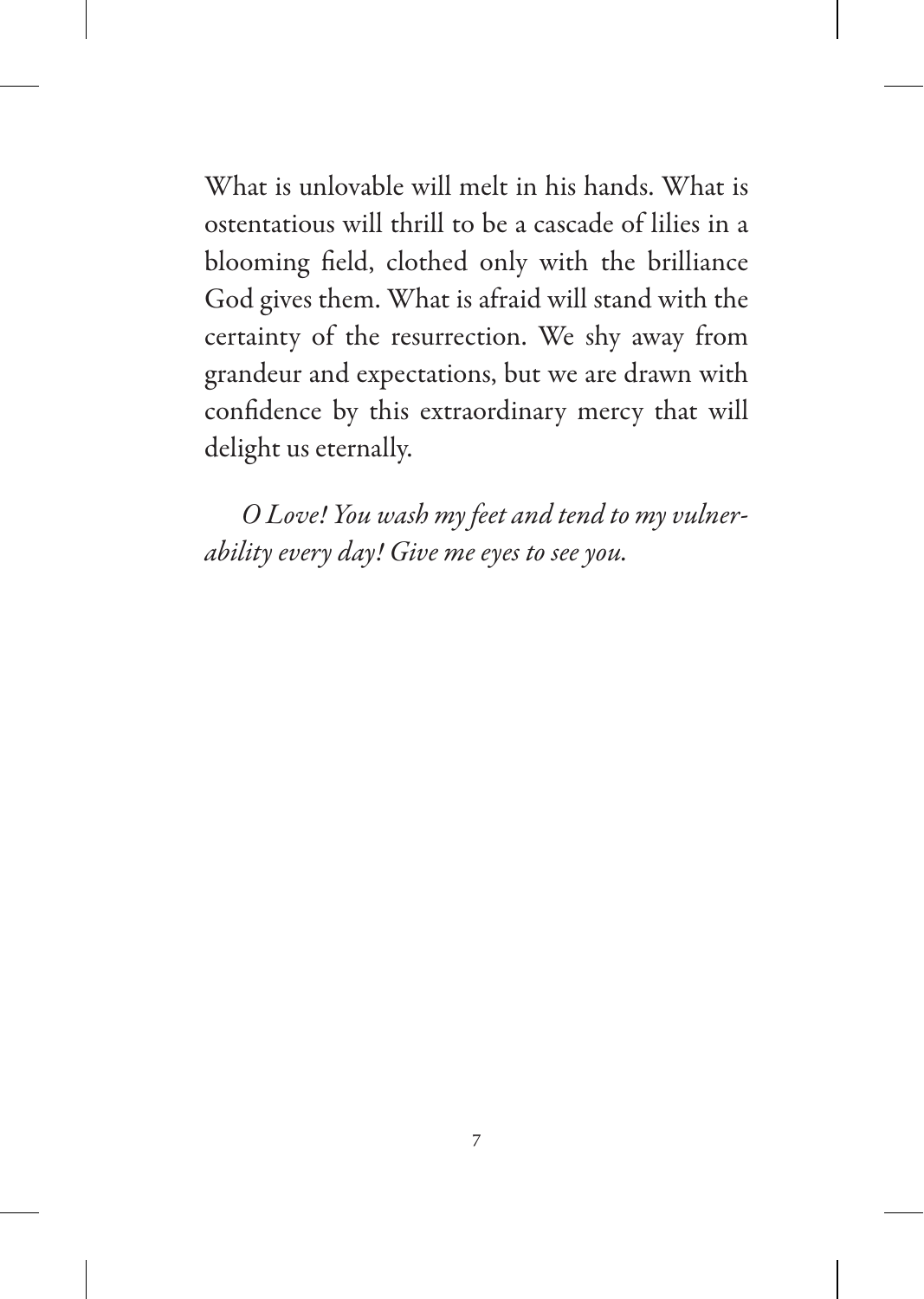What is unlovable will melt in his hands. What is ostentatious will thrill to be a cascade of lilies in a blooming field, clothed only with the brilliance God gives them. What is afraid will stand with the certainty of the resurrection. We shy away from grandeur and expectations, but we are drawn with confidence by this extraordinary mercy that will delight us eternally.

*O Love! You wash my feet and tend to my vulnerability every day! Give me eyes to see you.*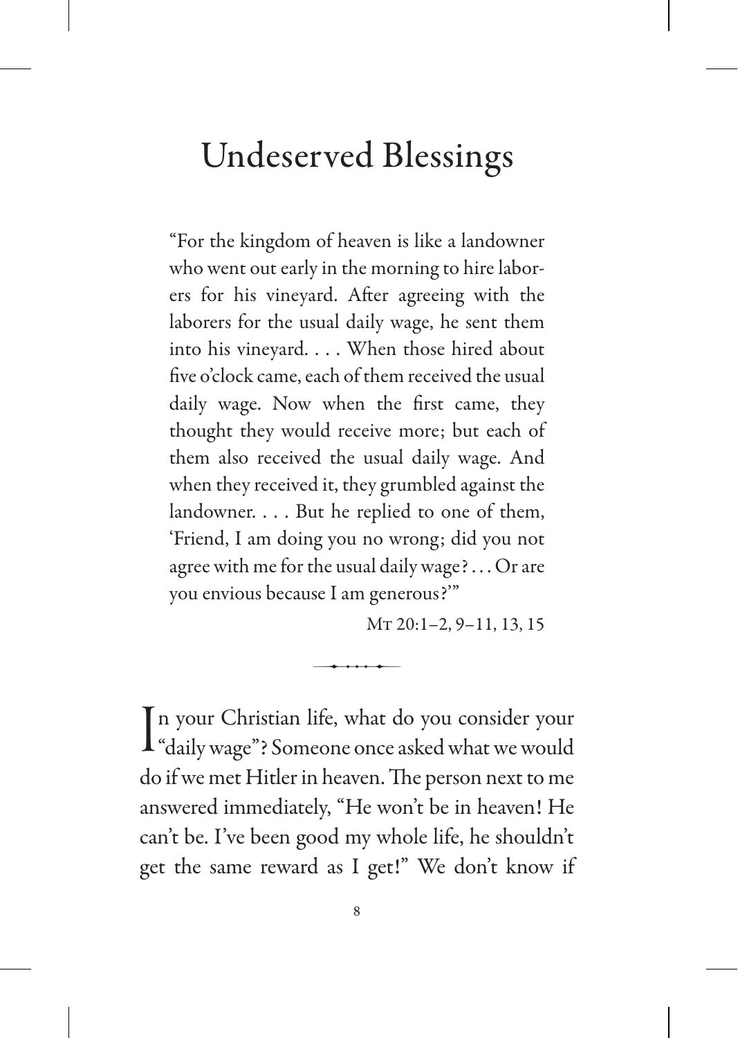# Undeserved Blessings

> "For the kingdom of heaven is like a landowner who went out early in the morning to hire laborers for his vineyard. After agreeing with the laborers for the usual daily wage, he sent them into his vineyard. . . . When those hired about five o'clock came, each of them received the usual daily wage. Now when the first came, they thought they would receive more; but each of them also received the usual daily wage. And when they received it, they grumbled against the landowner. . . . But he replied to one of them, 'Friend, I am doing you no wrong; did you not agree with me for the usual daily wage? . . . Or are you envious because I am generous?'"
>
> Mt 20:1–2, 9–11, 13, 15

In your Christian life, what do you consider your "daily wage"? Someone once asked what we would do if we met Hitler in heaven. The person next to me answered immediately, "He won't be in heaven! He can't be. I've been good my whole life, he shouldn't get the same reward as I get!" We don't know if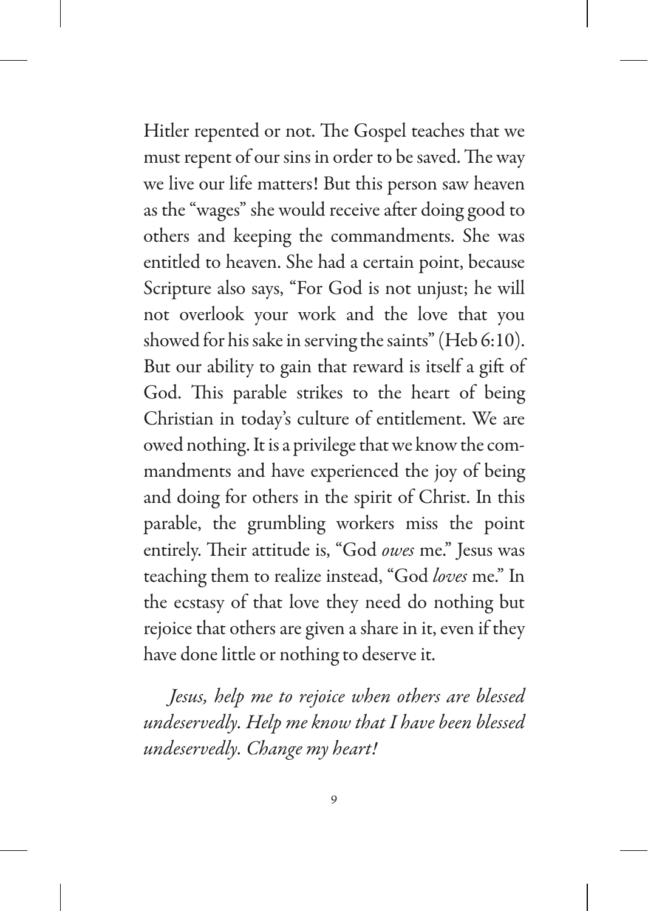Hitler repented or not. The Gospel teaches that we must repent of our sins in order to be saved. The way we live our life matters! But this person saw heaven as the "wages" she would receive after doing good to others and keeping the commandments. She was entitled to heaven. She had a certain point, because Scripture also says, "For God is not unjust; he will not overlook your work and the love that you showed for his sake in serving the saints" (Heb 6:10). But our ability to gain that reward is itself a gift of God. This parable strikes to the heart of being Christian in today's culture of entitlement. We are owed nothing. It is a privilege that we know the commandments and have experienced the joy of being and doing for others in the spirit of Christ. In this parable, the grumbling workers miss the point entirely. Their attitude is, "God *owes* me." Jesus was teaching them to realize instead, "God *loves* me." In the ecstasy of that love they need do nothing but rejoice that others are given a share in it, even if they have done little or nothing to deserve it.

*Jesus, help me to rejoice when others are blessed undeservedly. Help me know that I have been blessed undeservedly. Change my heart!*